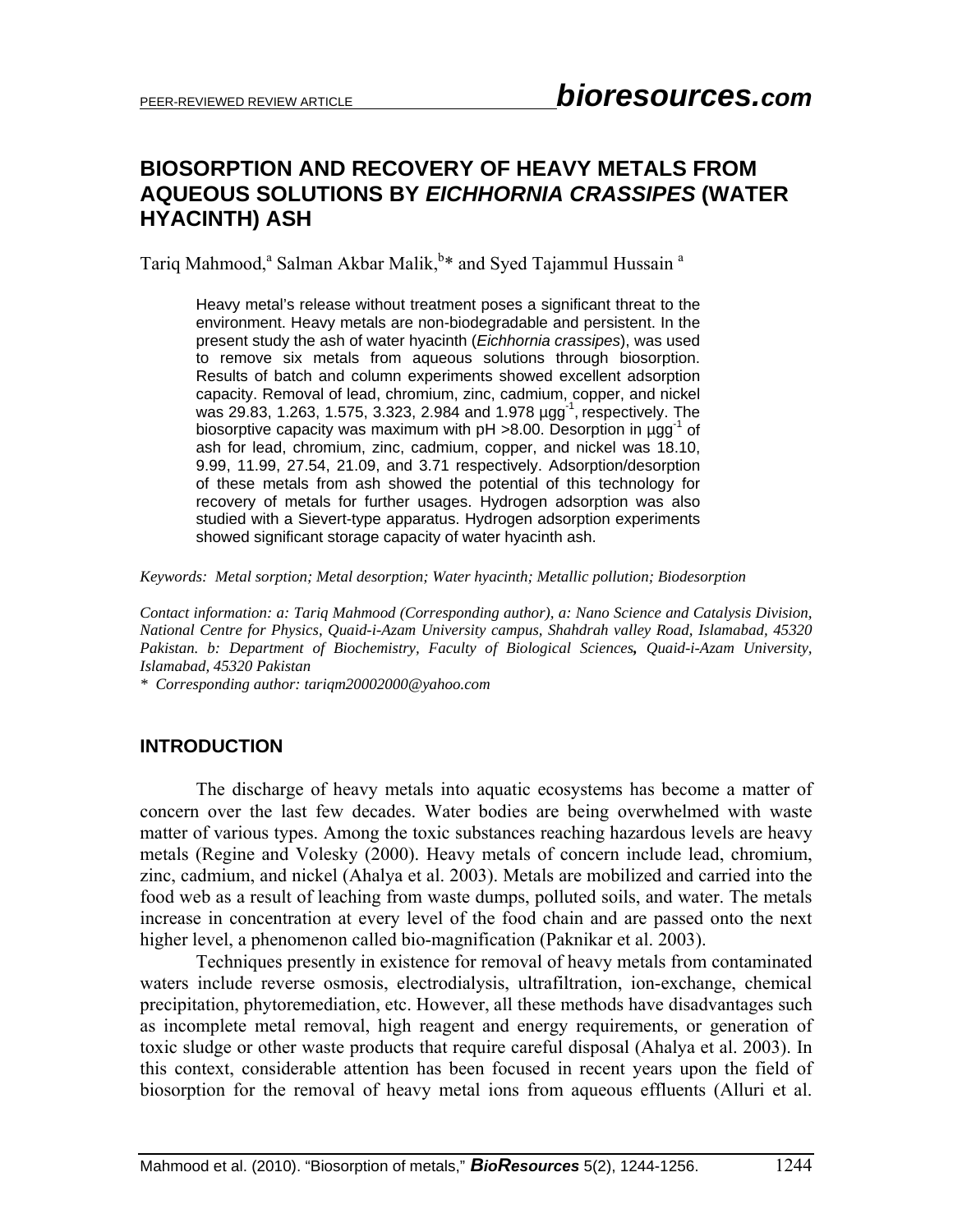PEER-REVIEWED REVIEW ARTICLE

# BIOSORPTION AND RECOVERY OF HEAVY METALS FROM AQUEOUS SOLUTIONS BY *EICHHORNIA CRASSIPES* (WATER HYACINTH) ASH

Tariq Mahmood,[a] Salman Akbar Malik,[b]* and Syed Tajammul Hussain [a]

Heavy metal's release without treatment poses a significant threat to the environment. Heavy metals are non-biodegradable and persistent. In the present study the ash of water hyacinth (*Eichhornia crassipes*), was used to remove six metals from aqueous solutions through biosorption. Results of batch and column experiments showed excellent adsorption capacity. Removal of lead, chromium, zinc, cadmium, copper, and nickel was 29.83, 1.263, 1.575, 3.323, 2.984 and 1.978 $\mu g g^{-1}$, respectively. The biosorptive capacity was maximum with pH >8.00. Desorption in $\mu g g^{-1}$ of ash for lead, chromium, zinc, cadmium, copper, and nickel was 18.10, 9.99, 11.99, 27.54, 21.09, and 3.71 respectively. Adsorption/desorption of these metals from ash showed the potential of this technology for recovery of metals for further usages. Hydrogen adsorption was also studied with a Sievert-type apparatus. Hydrogen adsorption experiments showed significant storage capacity of water hyacinth ash.

*Keywords: Metal sorption; Metal desorption; Water hyacinth; Metallic pollution; Biodesorption*

*Contact information: a: Tariq Mahmood (Corresponding author), a: Nano Science and Catalysis Division, National Centre for Physics, Quaid-i-Azam University campus, Shahdrah valley Road, Islamabad, 45320 Pakistan. b: Department of Biochemistry, Faculty of Biological Sciences, Quaid-i-Azam University, Islamabad, 45320 Pakistan*

*\* Corresponding author: tariqm20002000@yahoo.com*

## INTRODUCTION

The discharge of heavy metals into aquatic ecosystems has become a matter of concern over the last few decades. Water bodies are being overwhelmed with waste matter of various types. Among the toxic substances reaching hazardous levels are heavy metals (Regine and Volesky (2000). Heavy metals of concern include lead, chromium, zinc, cadmium, and nickel (Ahalya et al. 2003). Metals are mobilized and carried into the food web as a result of leaching from waste dumps, polluted soils, and water. The metals increase in concentration at every level of the food chain and are passed onto the next higher level, a phenomenon called bio-magnification (Paknikar et al. 2003).

Techniques presently in existence for removal of heavy metals from contaminated waters include reverse osmosis, electrodialysis, ultrafiltration, ion-exchange, chemical precipitation, phytoremediation, etc. However, all these methods have disadvantages such as incomplete metal removal, high reagent and energy requirements, or generation of toxic sludge or other waste products that require careful disposal (Ahalya et al. 2003). In this context, considerable attention has been focused in recent years upon the field of biosorption for the removal of heavy metal ions from aqueous effluents (Alluri et al.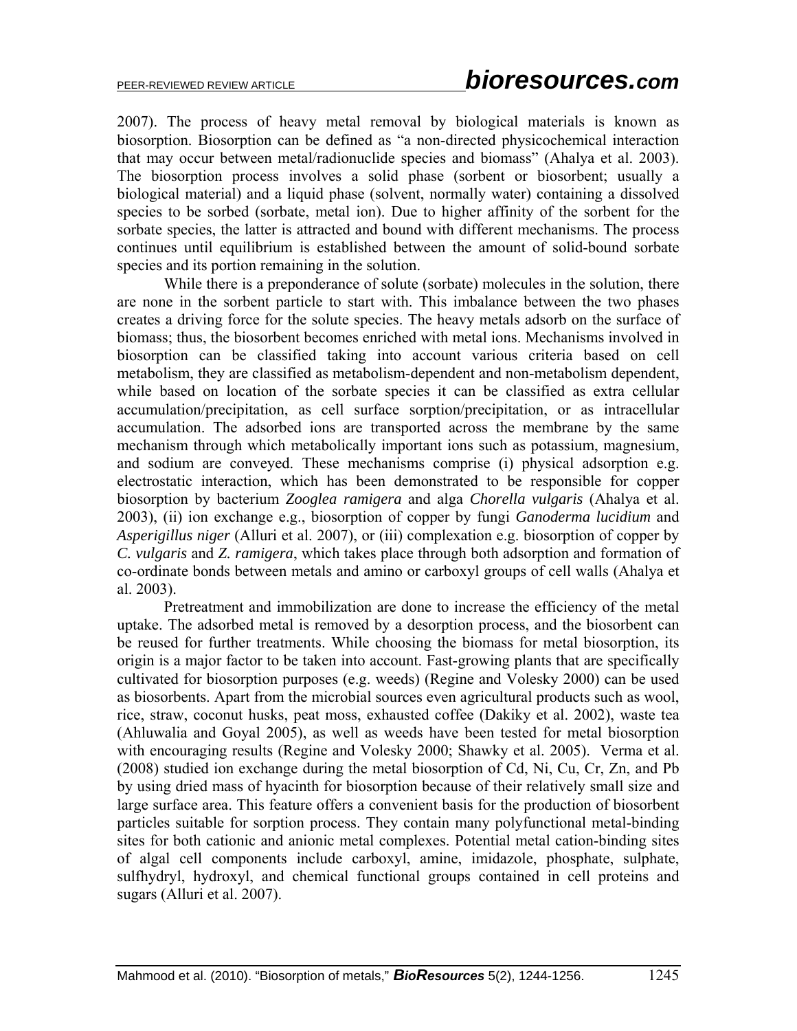2007). The process of heavy metal removal by biological materials is known as biosorption. Biosorption can be defined as "a non-directed physicochemical interaction that may occur between metal/radionuclide species and biomass" (Ahalya et al. 2003). The biosorption process involves a solid phase (sorbent or biosorbent; usually a biological material) and a liquid phase (solvent, normally water) containing a dissolved species to be sorbed (sorbate, metal ion). Due to higher affinity of the sorbent for the sorbate species, the latter is attracted and bound with different mechanisms. The process continues until equilibrium is established between the amount of solid-bound sorbate species and its portion remaining in the solution.

While there is a preponderance of solute (sorbate) molecules in the solution, there are none in the sorbent particle to start with. This imbalance between the two phases creates a driving force for the solute species. The heavy metals adsorb on the surface of biomass; thus, the biosorbent becomes enriched with metal ions. Mechanisms involved in biosorption can be classified taking into account various criteria based on cell metabolism, they are classified as metabolism-dependent and non-metabolism dependent, while based on location of the sorbate species it can be classified as extra cellular accumulation/precipitation, as cell surface sorption/precipitation, or as intracellular accumulation. The adsorbed ions are transported across the membrane by the same mechanism through which metabolically important ions such as potassium, magnesium, and sodium are conveyed. These mechanisms comprise (i) physical adsorption e.g. electrostatic interaction, which has been demonstrated to be responsible for copper biosorption by bacterium *Zooglea ramigera* and alga *Chorella vulgaris* (Ahalya et al. 2003), (ii) ion exchange e.g., biosorption of copper by fungi *Ganoderma lucidium* and *Asperigillus niger* (Alluri et al. 2007), or (iii) complexation e.g. biosorption of copper by *C. vulgaris* and *Z. ramigera*, which takes place through both adsorption and formation of co-ordinate bonds between metals and amino or carboxyl groups of cell walls (Ahalya et al. 2003).

Pretreatment and immobilization are done to increase the efficiency of the metal uptake. The adsorbed metal is removed by a desorption process, and the biosorbent can be reused for further treatments. While choosing the biomass for metal biosorption, its origin is a major factor to be taken into account. Fast-growing plants that are specifically cultivated for biosorption purposes (e.g. weeds) (Regine and Volesky 2000) can be used as biosorbents. Apart from the microbial sources even agricultural products such as wool, rice, straw, coconut husks, peat moss, exhausted coffee (Dakiky et al. 2002), waste tea (Ahluwalia and Goyal 2005), as well as weeds have been tested for metal biosorption with encouraging results (Regine and Volesky 2000; Shawky et al. 2005). Verma et al. (2008) studied ion exchange during the metal biosorption of Cd, Ni, Cu, Cr, Zn, and Pb by using dried mass of hyacinth for biosorption because of their relatively small size and large surface area. This feature offers a convenient basis for the production of biosorbent particles suitable for sorption process. They contain many polyfunctional metal-binding sites for both cationic and anionic metal complexes. Potential metal cation-binding sites of algal cell components include carboxyl, amine, imidazole, phosphate, sulphate, sulfhydryl, hydroxyl, and chemical functional groups contained in cell proteins and sugars (Alluri et al. 2007).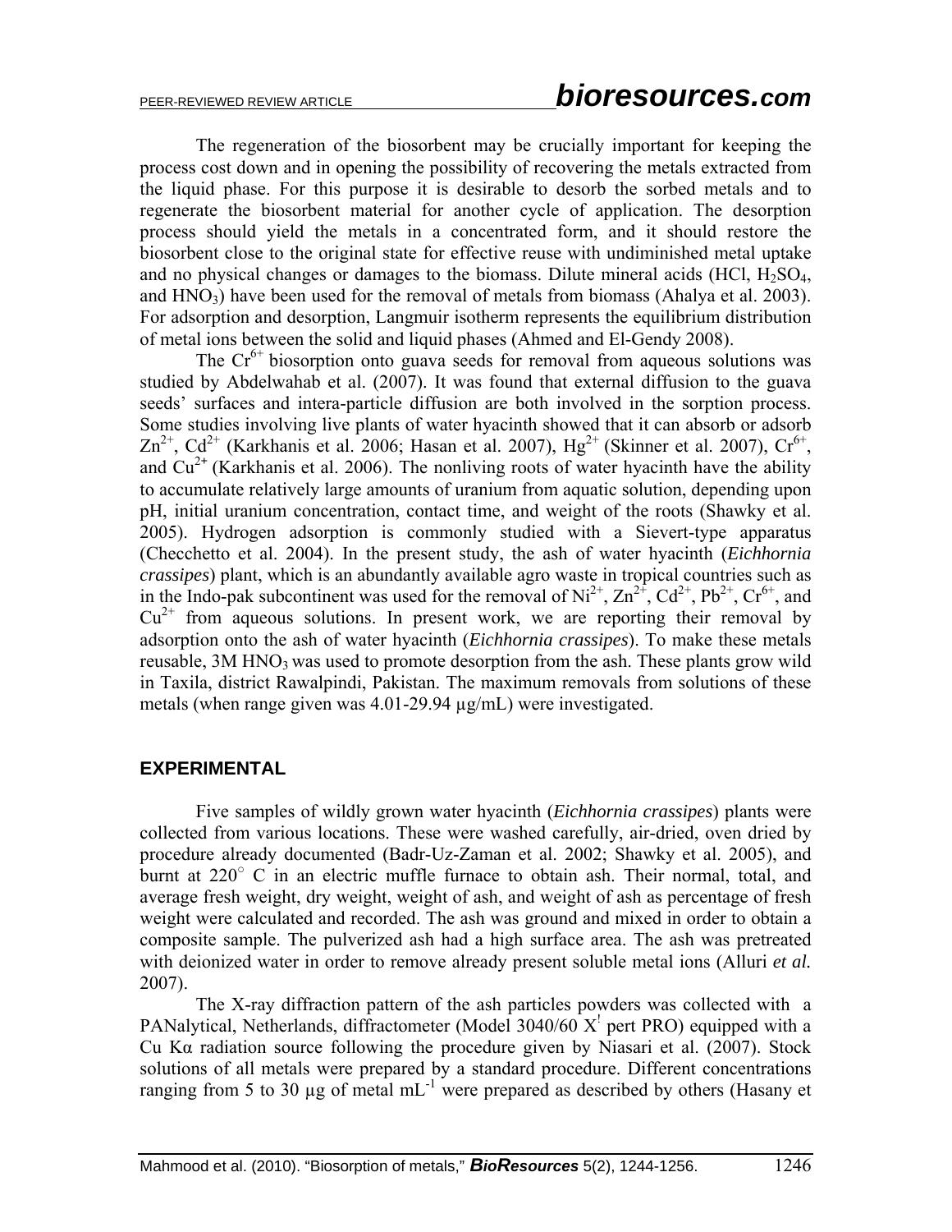The regeneration of the biosorbent may be crucially important for keeping the process cost down and in opening the possibility of recovering the metals extracted from the liquid phase. For this purpose it is desirable to desorb the sorbed metals and to regenerate the biosorbent material for another cycle of application. The desorption process should yield the metals in a concentrated form, and it should restore the biosorbent close to the original state for effective reuse with undiminished metal uptake and no physical changes or damages to the biomass. Dilute mineral acids (HCl, $H_2SO_4$, and $HNO_3$) have been used for the removal of metals from biomass (Ahalya et al. 2003). For adsorption and desorption, Langmuir isotherm represents the equilibrium distribution of metal ions between the solid and liquid phases (Ahmed and El-Gendy 2008).

The $Cr^{6+}$ biosorption onto guava seeds for removal from aqueous solutions was studied by Abdelwahab et al. (2007). It was found that external diffusion to the guava seeds' surfaces and intera-particle diffusion are both involved in the sorption process. Some studies involving live plants of water hyacinth showed that it can absorb or adsorb $Zn^{2+}$, $Cd^{2+}$ (Karkhanis et al. 2006; Hasan et al. 2007), $Hg^{2+}$ (Skinner et al. 2007), $Cr^{6+}$, and $Cu^{2+}$ (Karkhanis et al. 2006). The nonliving roots of water hyacinth have the ability to accumulate relatively large amounts of uranium from aquatic solution, depending upon pH, initial uranium concentration, contact time, and weight of the roots (Shawky et al. 2005). Hydrogen adsorption is commonly studied with a Sievert-type apparatus (Checchetto et al. 2004). In the present study, the ash of water hyacinth (*Eichhornia crassipes*) plant, which is an abundantly available agro waste in tropical countries such as in the Indo-pak subcontinent was used for the removal of $Ni^{2+}$, $Zn^{2+}$, $Cd^{2+}$, $Pb^{2+}$, $Cr^{6+}$, and $Cu^{2+}$ from aqueous solutions. In present work, we are reporting their removal by adsorption onto the ash of water hyacinth (*Eichhornia crassipes*). To make these metals reusable, 3M $HNO_3$ was used to promote desorption from the ash. These plants grow wild in Taxila, district Rawalpindi, Pakistan. The maximum removals from solutions of these metals (when range given was 4.01-29.94 µg/mL) were investigated.

## EXPERIMENTAL

Five samples of wildly grown water hyacinth (*Eichhornia crassipes*) plants were collected from various locations. These were washed carefully, air-dried, oven dried by procedure already documented (Badr-Uz-Zaman et al. 2002; Shawky et al. 2005), and burnt at 220° C in an electric muffle furnace to obtain ash. Their normal, total, and average fresh weight, dry weight, weight of ash, and weight of ash as percentage of fresh weight were calculated and recorded. The ash was ground and mixed in order to obtain a composite sample. The pulverized ash had a high surface area. The ash was pretreated with deionized water in order to remove already present soluble metal ions (Alluri *et al.* 2007).

The X-ray diffraction pattern of the ash particles powders was collected with a PANalytical, Netherlands, diffractometer (Model 3040/60 X' pert PRO) equipped with a Cu Kα radiation source following the procedure given by Niasari et al. (2007). Stock solutions of all metals were prepared by a standard procedure. Different concentrations ranging from 5 to 30 µg of metal $mL^{-1}$ were prepared as described by others (Hasany et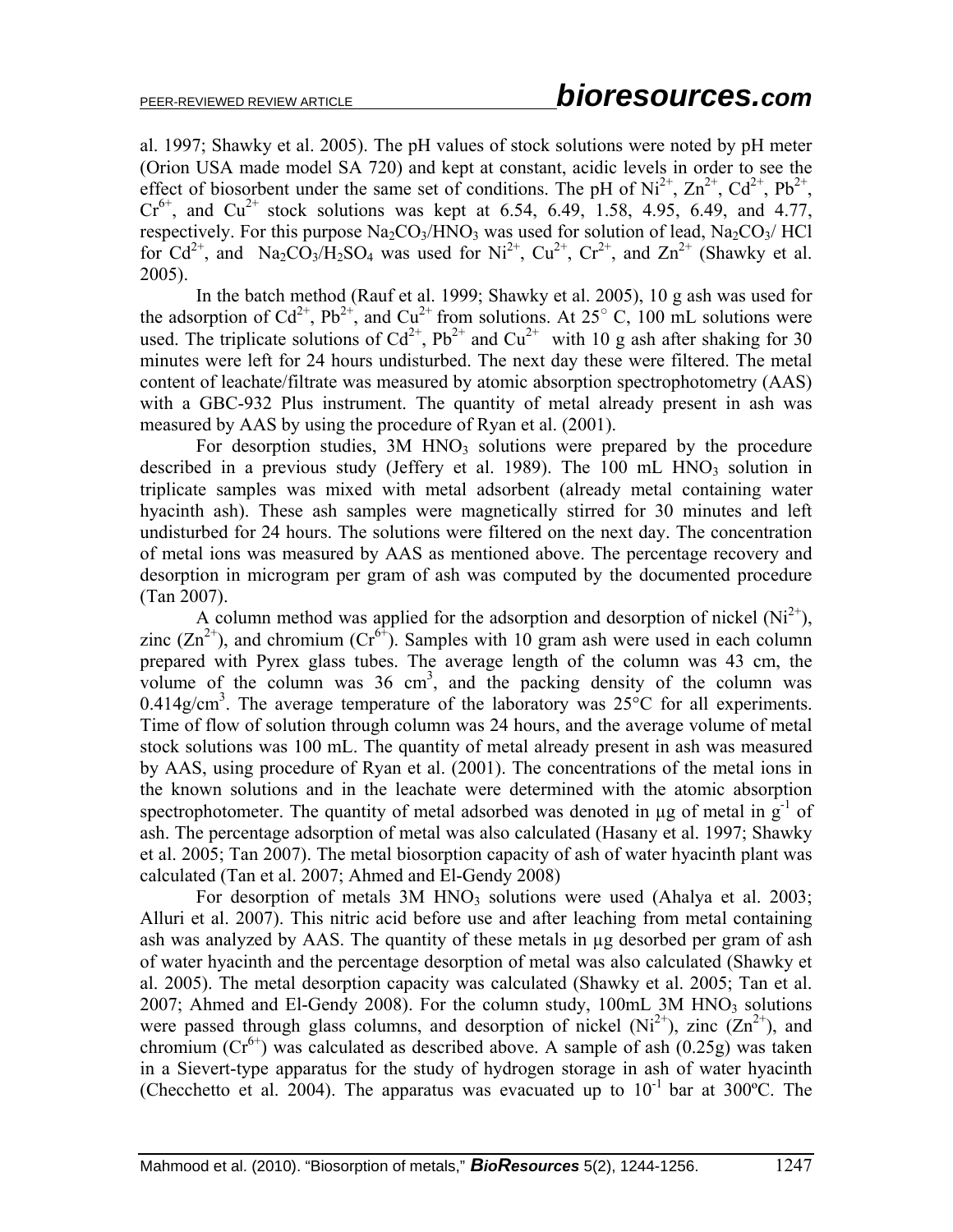al. 1997; Shawky et al. 2005). The pH values of stock solutions were noted by pH meter (Orion USA made model SA 720) and kept at constant, acidic levels in order to see the effect of biosorbent under the same set of conditions. The pH of $Ni^{2+}$, $Zn^{2+}$, $Cd^{2+}$, $Pb^{2+}$, $Cr^{6+}$, and $Cu^{2+}$ stock solutions was kept at 6.54, 6.49, 1.58, 4.95, 6.49, and 4.77, respectively. For this purpose $Na_2CO_3/HNO_3$ was used for solution of lead, $Na_2CO_3$/ HCl for $Cd^{2+}$, and $Na_2CO_3/H_2SO_4$ was used for $Ni^{2+}$, $Cu^{2+}$, $Cr^{2+}$, and $Zn^{2+}$ (Shawky et al. 2005).

In the batch method (Rauf et al. 1999; Shawky et al. 2005), 10 g ash was used for the adsorption of $Cd^{2+}$, $Pb^{2+}$, and $Cu^{2+}$ from solutions. At 25° C, 100 mL solutions were used. The triplicate solutions of $Cd^{2+}$, $Pb^{2+}$ and $Cu^{2+}$ with 10 g ash after shaking for 30 minutes were left for 24 hours undisturbed. The next day these were filtered. The metal content of leachate/filtrate was measured by atomic absorption spectrophotometry (AAS) with a GBC-932 Plus instrument. The quantity of metal already present in ash was measured by AAS by using the procedure of Ryan et al. (2001).

For desorption studies, 3M $HNO_3$ solutions were prepared by the procedure described in a previous study (Jeffery et al. 1989). The 100 mL $HNO_3$ solution in triplicate samples was mixed with metal adsorbent (already metal containing water hyacinth ash). These ash samples were magnetically stirred for 30 minutes and left undisturbed for 24 hours. The solutions were filtered on the next day. The concentration of metal ions was measured by AAS as mentioned above. The percentage recovery and desorption in microgram per gram of ash was computed by the documented procedure (Tan 2007).

A column method was applied for the adsorption and desorption of nickel ($Ni^{2+}$), zinc ($Zn^{2+}$), and chromium ($Cr^{6+}$). Samples with 10 gram ash were used in each column prepared with Pyrex glass tubes. The average length of the column was 43 cm, the volume of the column was 36 $cm^3$, and the packing density of the column was 0.414g/$cm^3$. The average temperature of the laboratory was 25°C for all experiments. Time of flow of solution through column was 24 hours, and the average volume of metal stock solutions was 100 mL. The quantity of metal already present in ash was measured by AAS, using procedure of Ryan et al. (2001). The concentrations of the metal ions in the known solutions and in the leachate were determined with the atomic absorption spectrophotometer. The quantity of metal adsorbed was denoted in μg of metal in $g^{-1}$ of ash. The percentage adsorption of metal was also calculated (Hasany et al. 1997; Shawky et al. 2005; Tan 2007). The metal biosorption capacity of ash of water hyacinth plant was calculated (Tan et al. 2007; Ahmed and El-Gendy 2008)

For desorption of metals 3M $HNO_3$ solutions were used (Ahalya et al. 2003; Alluri et al. 2007). This nitric acid before use and after leaching from metal containing ash was analyzed by AAS. The quantity of these metals in μg desorbed per gram of ash of water hyacinth and the percentage desorption of metal was also calculated (Shawky et al. 2005). The metal desorption capacity was calculated (Shawky et al. 2005; Tan et al. 2007; Ahmed and El-Gendy 2008). For the column study, 100mL 3M $HNO_3$ solutions were passed through glass columns, and desorption of nickel ($Ni^{2+}$), zinc ($Zn^{2+}$), and chromium ($Cr^{6+}$) was calculated as described above. A sample of ash (0.25g) was taken in a Sievert-type apparatus for the study of hydrogen storage in ash of water hyacinth (Checchetto et al. 2004). The apparatus was evacuated up to $10^{-1}$ bar at 300ºC. The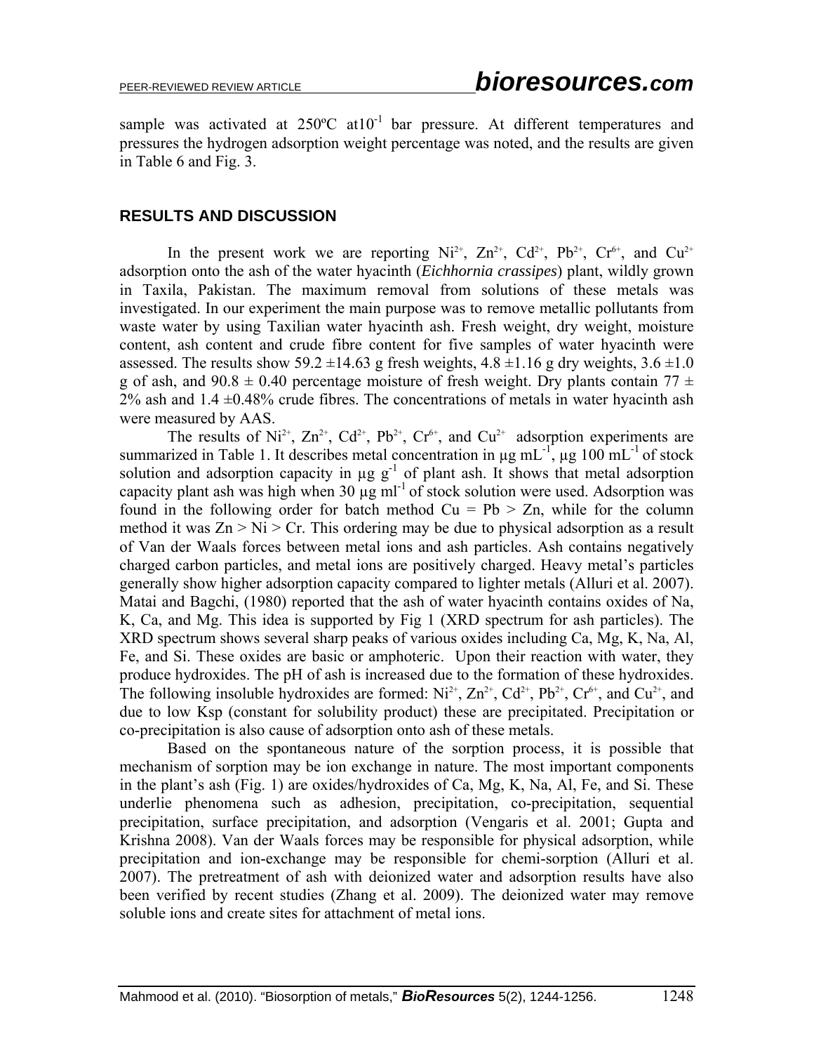sample was activated at 250ºC at$10^{-1}$ bar pressure. At different temperatures and pressures the hydrogen adsorption weight percentage was noted, and the results are given in Table 6 and Fig. 3.

## RESULTS AND DISCUSSION

In the present work we are reporting $Ni^{2+}$, $Zn^{2+}$, $Cd^{2+}$, $Pb^{2+}$, $Cr^{6+}$, and $Cu^{2+}$ adsorption onto the ash of the water hyacinth (*Eichhornia crassipes*) plant, wildly grown in Taxila, Pakistan. The maximum removal from solutions of these metals was investigated. In our experiment the main purpose was to remove metallic pollutants from waste water by using Taxilian water hyacinth ash. Fresh weight, dry weight, moisture content, ash content and crude fibre content for five samples of water hyacinth were assessed. The results show 59.2 ±14.63 g fresh weights, 4.8 ±1.16 g dry weights, 3.6 ±1.0 g of ash, and 90.8 ± 0.40 percentage moisture of fresh weight. Dry plants contain 77 ± 2% ash and 1.4 ±0.48% crude fibres. The concentrations of metals in water hyacinth ash were measured by AAS.

The results of $Ni^{2+}$, $Zn^{2+}$, $Cd^{2+}$, $Pb^{2+}$, $Cr^{6+}$, and $Cu^{2+}$ adsorption experiments are summarized in Table 1. It describes metal concentration in μg $mL^{-1}$, μg 100 $mL^{-1}$ of stock solution and adsorption capacity in μg $g^{-1}$ of plant ash. It shows that metal adsorption capacity plant ash was high when 30 μg $ml^{-1}$ of stock solution were used. Adsorption was found in the following order for batch method Cu = Pb > Zn, while for the column method it was Zn > Ni > Cr. This ordering may be due to physical adsorption as a result of Van der Waals forces between metal ions and ash particles. Ash contains negatively charged carbon particles, and metal ions are positively charged. Heavy metal's particles generally show higher adsorption capacity compared to lighter metals (Alluri et al. 2007). Matai and Bagchi, (1980) reported that the ash of water hyacinth contains oxides of Na, K, Ca, and Mg. This idea is supported by Fig 1 (XRD spectrum for ash particles). The XRD spectrum shows several sharp peaks of various oxides including Ca, Mg, K, Na, Al, Fe, and Si. These oxides are basic or amphoteric. Upon their reaction with water, they produce hydroxides. The pH of ash is increased due to the formation of these hydroxides. The following insoluble hydroxides are formed: $Ni^{2+}$, $Zn^{2+}$, $Cd^{2+}$, $Pb^{2+}$, $Cr^{6+}$, and $Cu^{2+}$, and due to low Ksp (constant for solubility product) these are precipitated. Precipitation or co-precipitation is also cause of adsorption onto ash of these metals.

Based on the spontaneous nature of the sorption process, it is possible that mechanism of sorption may be ion exchange in nature. The most important components in the plant's ash (Fig. 1) are oxides/hydroxides of Ca, Mg, K, Na, Al, Fe, and Si. These underlie phenomena such as adhesion, precipitation, co-precipitation, sequential precipitation, surface precipitation, and adsorption (Vengaris et al. 2001; Gupta and Krishna 2008). Van der Waals forces may be responsible for physical adsorption, while precipitation and ion-exchange may be responsible for chemi-sorption (Alluri et al. 2007). The pretreatment of ash with deionized water and adsorption results have also been verified by recent studies (Zhang et al. 2009). The deionized water may remove soluble ions and create sites for attachment of metal ions.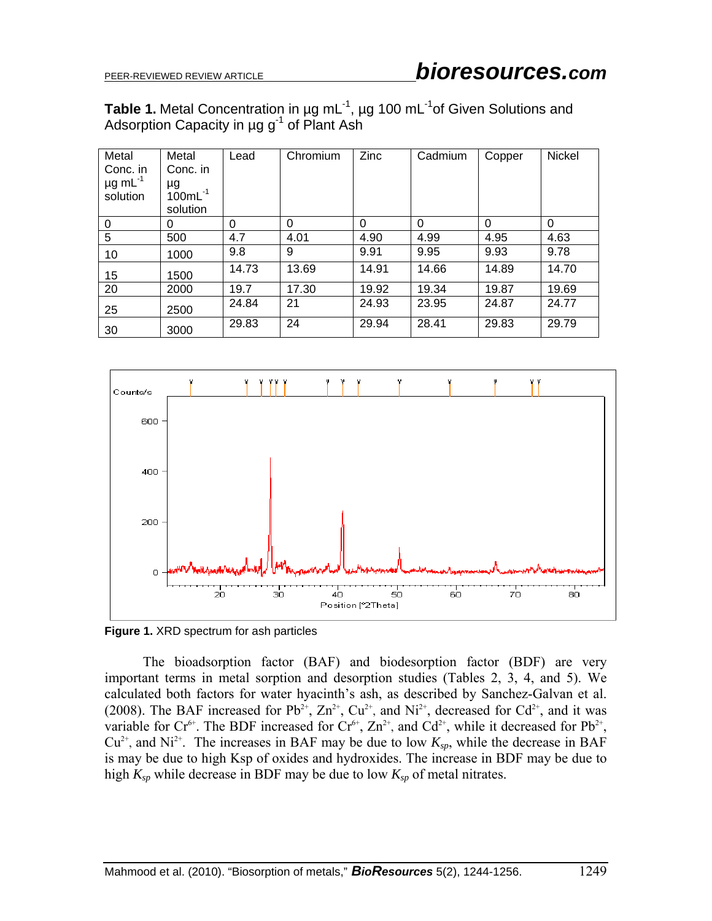**Table 1.** Metal Concentration in µg $mL^{-1}$, µg 100 $mL^{-1}$ of Given Solutions and Adsorption Capacity in µg $g^{-1}$ of Plant Ash

| Metal Conc. in µg $mL^{-1}$ solution | Metal Conc. in µg 100$mL^{-1}$ solution | Lead | Chromium | Zinc | Cadmium | Copper | Nickel |
|---|---|---|---|---|---|---|---|
| 0 | 0 | 0 | 0 | 0 | 0 | 0 | 0 |
| 5 | 500 | 4.7 | 4.01 | 4.90 | 4.99 | 4.95 | 4.63 |
| 10 | 1000 | 9.8 | 9 | 9.91 | 9.95 | 9.93 | 9.78 |
| 15 | 1500 | 14.73 | 13.69 | 14.91 | 14.66 | 14.89 | 14.70 |
| 20 | 2000 | 19.7 | 17.30 | 19.92 | 19.34 | 19.87 | 19.69 |
| 25 | 2500 | 24.84 | 21 | 24.93 | 23.95 | 24.87 | 24.77 |
| 30 | 3000 | 29.83 | 24 | 29.94 | 28.41 | 29.83 | 29.79 |

**Figure 1.** XRD spectrum for ash particles

The bioadsorption factor (BAF) and biodesorption factor (BDF) are very important terms in metal sorption and desorption studies (Tables 2, 3, 4, and 5). We calculated both factors for water hyacinth's ash, as described by Sanchez-Galvan et al. (2008). The BAF increased for $Pb^{2+}$, $Zn^{2+}$, $Cu^{2+}$, and $Ni^{2+}$, decreased for $Cd^{2+}$, and it was variable for $Cr^{6+}$. The BDF increased for $Cr^{6+}$, $Zn^{2+}$, and $Cd^{2+}$, while it decreased for $Pb^{2+}$, $Cu^{2+}$, and $Ni^{2+}$. The increases in BAF may be due to low $K_{sp}$, while the decrease in BAF is may be due to high Ksp of oxides and hydroxides. The increase in BDF may be due to high $K_{sp}$ while decrease in BDF may be due to low $K_{sp}$ of metal nitrates.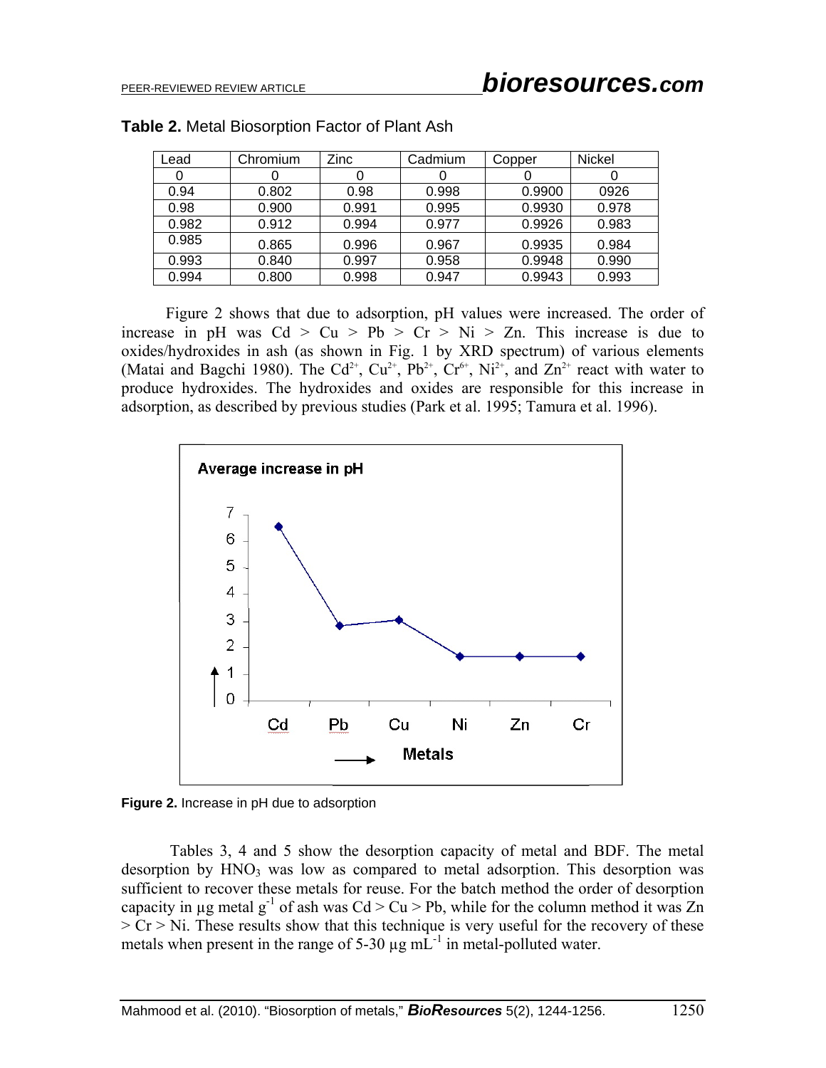**Table 2.** Metal Biosorption Factor of Plant Ash

| Lead | Chromium | Zinc | Cadmium | Copper | Nickel |
|---|---|---|---|---|---|
| 0 | 0 | 0 | 0 | 0 | 0 |
| 0.94 | 0.802 | 0.98 | 0.998 | 0.9900 | 0926 |
| 0.98 | 0.900 | 0.991 | 0.995 | 0.9930 | 0.978 |
| 0.982 | 0.912 | 0.994 | 0.977 | 0.9926 | 0.983 |
| 0.985 | 0.865 | 0.996 | 0.967 | 0.9935 | 0.984 |
| 0.993 | 0.840 | 0.997 | 0.958 | 0.9948 | 0.990 |
| 0.994 | 0.800 | 0.998 | 0.947 | 0.9943 | 0.993 |

Figure 2 shows that due to adsorption, pH values were increased. The order of increase in pH was Cd > Cu > Pb > Cr > Ni > Zn. This increase is due to oxides/hydroxides in ash (as shown in Fig. 1 by XRD spectrum) of various elements (Matai and Bagchi 1980). The $Cd^{2+}$, $Cu^{2+}$, $Pb^{2+}$, $Cr^{6+}$, $Ni^{2+}$, and $Zn^{2+}$ react with water to produce hydroxides. The hydroxides and oxides are responsible for this increase in adsorption, as described by previous studies (Park et al. 1995; Tamura et al. 1996).

Average increase in pH

| Metals | Cd | Pb | Cu | Ni | Zn | Cr |
|---|---|---|---|---|---|---|
| Average increase in pH | ~6.5 | ~2.8 | ~3.0 | ~1.6 | ~1.6 | ~1.6 |

**Figure 2.** Increase in pH due to adsorption

Tables 3, 4 and 5 show the desorption capacity of metal and BDF. The metal desorption by $HNO_3$ was low as compared to metal adsorption. This desorption was sufficient to recover these metals for reuse. For the batch method the order of desorption capacity in µg metal $g^{-1}$ of ash was Cd > Cu > Pb, while for the column method it was Zn > Cr > Ni. These results show that this technique is very useful for the recovery of these metals when present in the range of 5-30 µg $mL^{-1}$ in metal-polluted water.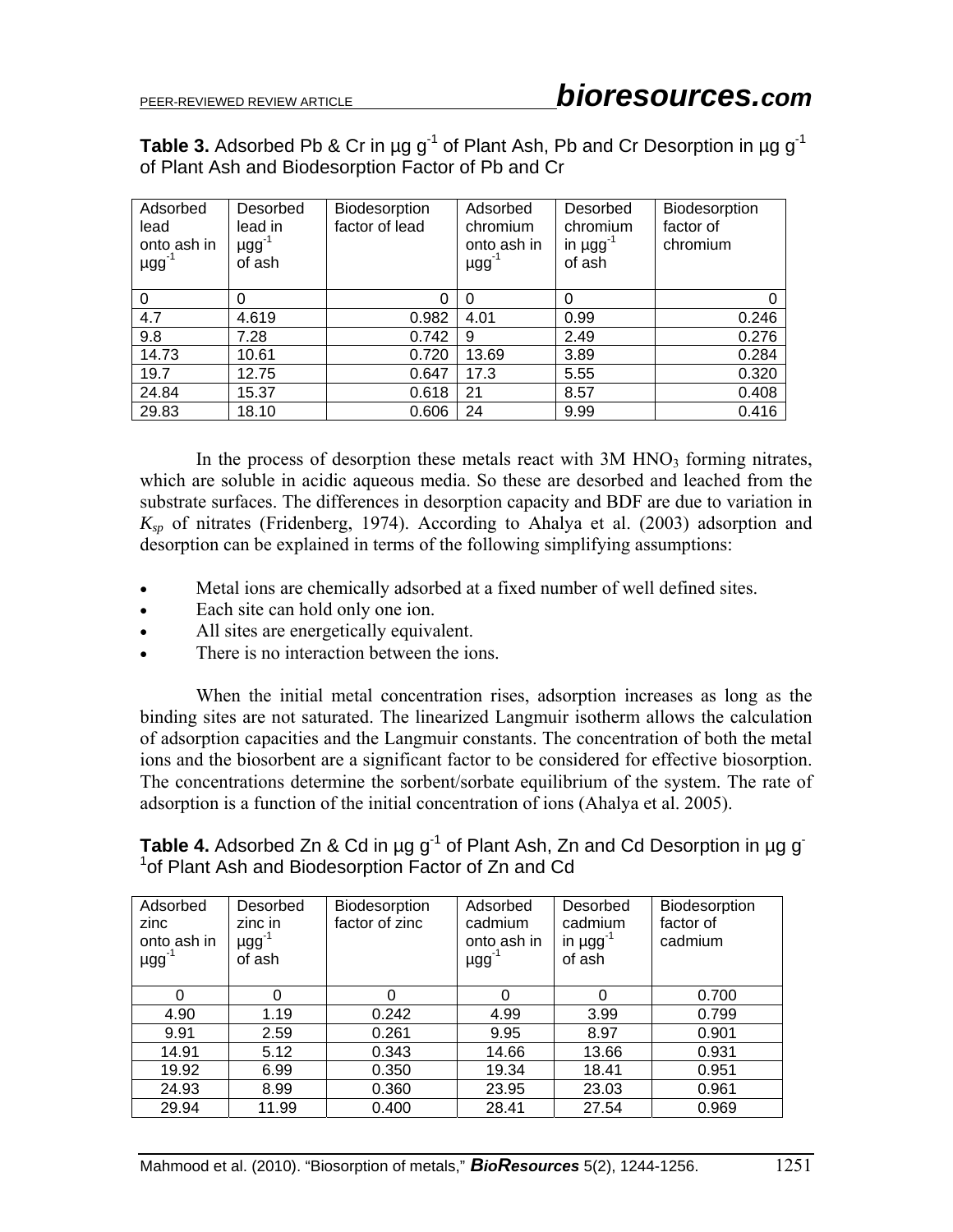**Table 3.** Adsorbed Pb & Cr in μg $g^{-1}$ of Plant Ash, Pb and Cr Desorption in μg $g^{-1}$ of Plant Ash and Biodesorption Factor of Pb and Cr

| Adsorbed lead onto ash in $\mu g g^{-1}$ | Desorbed lead in $\mu g g^{-1}$ of ash | Biodesorption factor of lead | Adsorbed chromium onto ash in $\mu g g^{-1}$ | Desorbed chromium in $\mu g g^{-1}$ of ash | Biodesorption factor of chromium |
|---|---|---|---|---|---|
| 0 | 0 | 0 | 0 | 0 | 0 |
| 4.7 | 4.619 | 0.982 | 4.01 | 0.99 | 0.246 |
| 9.8 | 7.28 | 0.742 | 9 | 2.49 | 0.276 |
| 14.73 | 10.61 | 0.720 | 13.69 | 3.89 | 0.284 |
| 19.7 | 12.75 | 0.647 | 17.3 | 5.55 | 0.320 |
| 24.84 | 15.37 | 0.618 | 21 | 8.57 | 0.408 |
| 29.83 | 18.10 | 0.606 | 24 | 9.99 | 0.416 |

In the process of desorption these metals react with 3M $HNO_3$ forming nitrates, which are soluble in acidic aqueous media. So these are desorbed and leached from the substrate surfaces. The differences in desorption capacity and BDF are due to variation in $K_{sp}$ of nitrates (Fridenberg, 1974). According to Ahalya et al. (2003) adsorption and desorption can be explained in terms of the following simplifying assumptions:

- Metal ions are chemically adsorbed at a fixed number of well defined sites.
- Each site can hold only one ion.
- All sites are energetically equivalent.
- There is no interaction between the ions.

When the initial metal concentration rises, adsorption increases as long as the binding sites are not saturated. The linearized Langmuir isotherm allows the calculation of adsorption capacities and the Langmuir constants. The concentration of both the metal ions and the biosorbent are a significant factor to be considered for effective biosorption. The concentrations determine the sorbent/sorbate equilibrium of the system. The rate of adsorption is a function of the initial concentration of ions (Ahalya et al. 2005).

**Table 4.** Adsorbed Zn & Cd in μg $g^{-1}$ of Plant Ash, Zn and Cd Desorption in μg $g^{-1}$ of Plant Ash and Biodesorption Factor of Zn and Cd

| Adsorbed zinc onto ash in $\mu g g^{-1}$ | Desorbed zinc in $\mu g g^{-1}$ of ash | Biodesorption factor of zinc | Adsorbed cadmium onto ash in $\mu g g^{-1}$ | Desorbed cadmium in $\mu g g^{-1}$ of ash | Biodesorption factor of cadmium |
|---|---|---|---|---|---|
| 0 | 0 | 0 | 0 | 0 | 0.700 |
| 4.90 | 1.19 | 0.242 | 4.99 | 3.99 | 0.799 |
| 9.91 | 2.59 | 0.261 | 9.95 | 8.97 | 0.901 |
| 14.91 | 5.12 | 0.343 | 14.66 | 13.66 | 0.931 |
| 19.92 | 6.99 | 0.350 | 19.34 | 18.41 | 0.951 |
| 24.93 | 8.99 | 0.360 | 23.95 | 23.03 | 0.961 |
| 29.94 | 11.99 | 0.400 | 28.41 | 27.54 | 0.969 |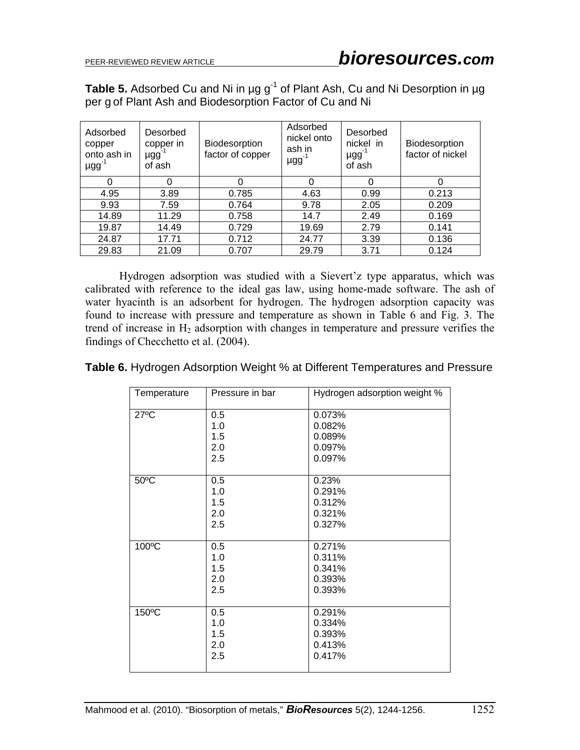**Table 5.** Adsorbed Cu and Ni in μg $g^{-1}$ of Plant Ash, Cu and Ni Desorption in μg per g of Plant Ash and Biodesorption Factor of Cu and Ni

| Adsorbed copper onto ash in $\mu g g^{-1}$ | Desorbed copper in $\mu g g^{-1}$ of ash | Biodesorption factor of copper | Adsorbed nickel onto ash in $\mu g g^{-1}$ | Desorbed nickel in $\mu g g^{-1}$ of ash | Biodesorption factor of nickel |
|---|---|---|---|---|---|
| 0 | 0 | 0 | 0 | 0 | 0 |
| 4.95 | 3.89 | 0.785 | 4.63 | 0.99 | 0.213 |
| 9.93 | 7.59 | 0.764 | 9.78 | 2.05 | 0.209 |
| 14.89 | 11.29 | 0.758 | 14.7 | 2.49 | 0.169 |
| 19.87 | 14.49 | 0.729 | 19.69 | 2.79 | 0.141 |
| 24.87 | 17.71 | 0.712 | 24.77 | 3.39 | 0.136 |
| 29.83 | 21.09 | 0.707 | 29.79 | 3.71 | 0.124 |

Hydrogen adsorption was studied with a Sievert'z type apparatus, which was calibrated with reference to the ideal gas law, using home-made software. The ash of water hyacinth is an adsorbent for hydrogen. The hydrogen adsorption capacity was found to increase with pressure and temperature as shown in Table 6 and Fig. 3. The trend of increase in $H_2$ adsorption with changes in temperature and pressure verifies the findings of Checchetto et al. (2004).

**Table 6.** Hydrogen Adsorption Weight % at Different Temperatures and Pressure

| Temperature | Pressure in bar | Hydrogen adsorption weight % |
|---|---|---|
| 27ºC | 0.5 | 0.073% |
| | 1.0 | 0.082% |
| | 1.5 | 0.089% |
| | 2.0 | 0.097% |
| | 2.5 | 0.097% |
| 50ºC | 0.5 | 0.23% |
| | 1.0 | 0.291% |
| | 1.5 | 0.312% |
| | 2.0 | 0.321% |
| | 2.5 | 0.327% |
| 100ºC | 0.5 | 0.271% |
| | 1.0 | 0.311% |
| | 1.5 | 0.341% |
| | 2.0 | 0.393% |
| | 2.5 | 0.393% |
| 150ºC | 0.5 | 0.291% |
| | 1.0 | 0.334% |
| | 1.5 | 0.393% |
| | 2.0 | 0.413% |
| | 2.5 | 0.417% |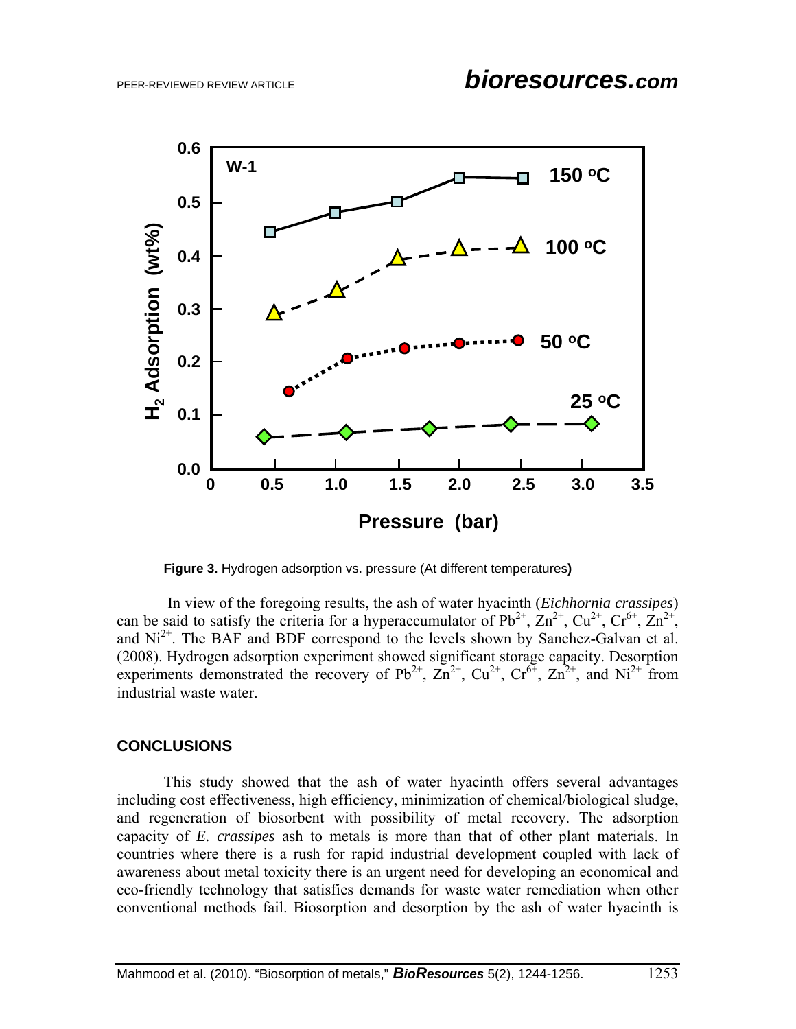Figure 3. Hydrogen adsorption vs. pressure (At different temperatures)

In view of the foregoing results, the ash of water hyacinth (*Eichhornia crassipes*) can be said to satisfy the criteria for a hyperaccumulator of $Pb^{2+}$, $Zn^{2+}$, $Cu^{2+}$, $Cr^{6+}$, $Zn^{2+}$, and $Ni^{2+}$. The BAF and BDF correspond to the levels shown by Sanchez-Galvan et al. (2008). Hydrogen adsorption experiment showed significant storage capacity. Desorption experiments demonstrated the recovery of $Pb^{2+}$, $Zn^{2+}$, $Cu^{2+}$, $Cr^{6+}$, $Zn^{2+}$, and $Ni^{2+}$ from industrial waste water.

## CONCLUSIONS

This study showed that the ash of water hyacinth offers several advantages including cost effectiveness, high efficiency, minimization of chemical/biological sludge, and regeneration of biosorbent with possibility of metal recovery. The adsorption capacity of *E. crassipes* ash to metals is more than that of other plant materials. In countries where there is a rush for rapid industrial development coupled with lack of awareness about metal toxicity there is an urgent need for developing an economical and eco-friendly technology that satisfies demands for waste water remediation when other conventional methods fail. Biosorption and desorption by the ash of water hyacinth is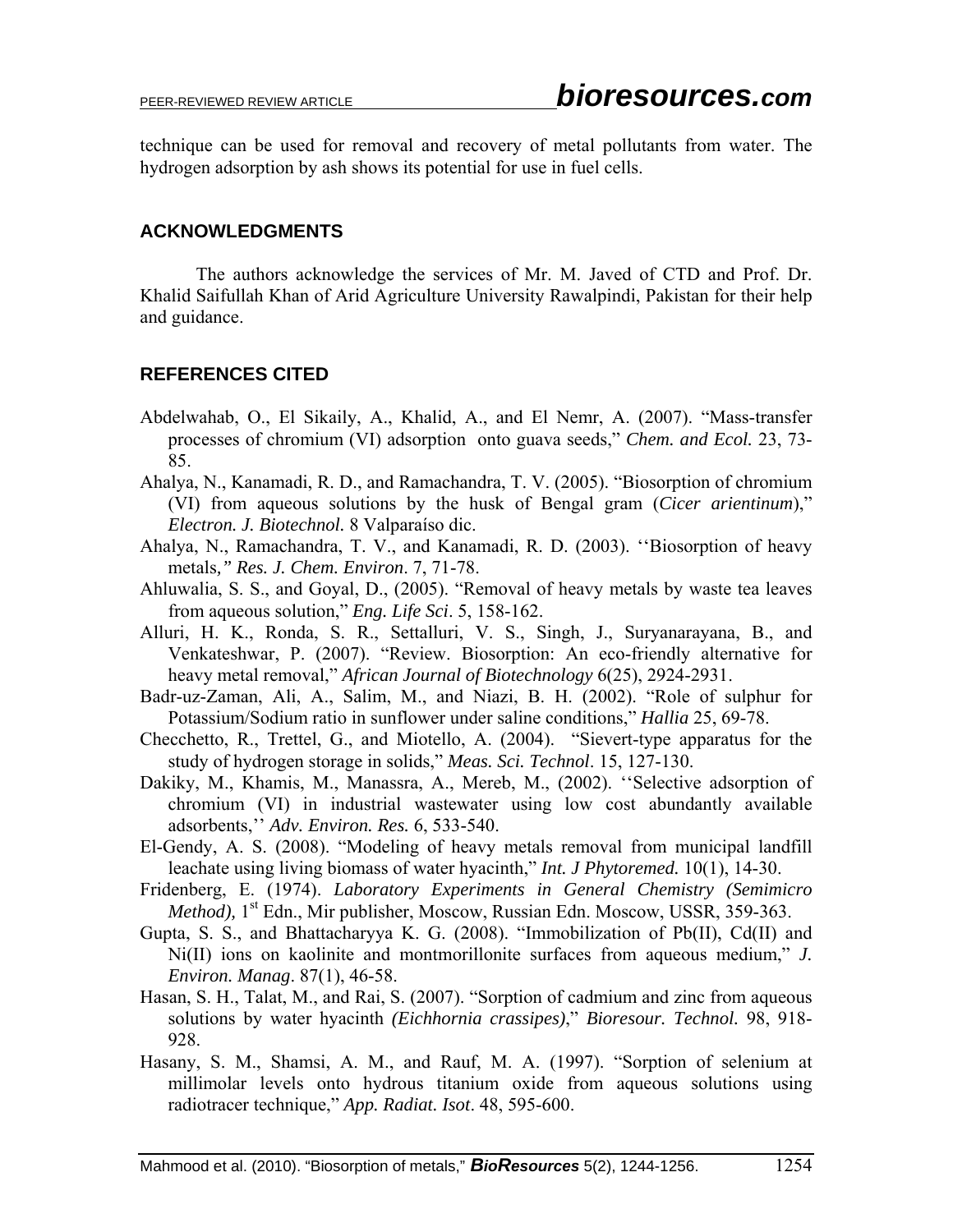technique can be used for removal and recovery of metal pollutants from water. The hydrogen adsorption by ash shows its potential for use in fuel cells.

## ACKNOWLEDGMENTS

The authors acknowledge the services of Mr. M. Javed of CTD and Prof. Dr. Khalid Saifullah Khan of Arid Agriculture University Rawalpindi, Pakistan for their help and guidance.

## REFERENCES CITED

Abdelwahab, O., El Sikaily, A., Khalid, A., and El Nemr, A. (2007). "Mass-transfer processes of chromium (VI) adsorption onto guava seeds," *Chem. and Ecol.* 23, 73-85.

Ahalya, N., Kanamadi, R. D., and Ramachandra, T. V. (2005). "Biosorption of chromium (VI) from aqueous solutions by the husk of Bengal gram (*Cicer arientinum*)," *Electron. J. Biotechnol.* 8 Valparaíso dic.

Ahalya, N., Ramachandra, T. V., and Kanamadi, R. D. (2003). ''Biosorption of heavy metals*," Res. J. Chem. Environ*. 7, 71-78.

Ahluwalia, S. S., and Goyal, D., (2005). "Removal of heavy metals by waste tea leaves from aqueous solution," *Eng. Life Sci*. 5, 158-162.

Alluri, H. K., Ronda, S. R., Settalluri, V. S., Singh, J., Suryanarayana, B., and Venkateshwar, P. (2007). "Review. Biosorption: An eco-friendly alternative for heavy metal removal," *African Journal of Biotechnology* 6(25), 2924-2931.

Badr-uz-Zaman, Ali, A., Salim, M., and Niazi, B. H. (2002). "Role of sulphur for Potassium/Sodium ratio in sunflower under saline conditions," *Hallia* 25, 69-78.

Checchetto, R., Trettel, G., and Miotello, A. (2004). "Sievert-type apparatus for the study of hydrogen storage in solids," *Meas. Sci. Technol*. 15, 127-130.

Dakiky, M., Khamis, M., Manassra, A., Mereb, M., (2002). ''Selective adsorption of chromium (VI) in industrial wastewater using low cost abundantly available adsorbents,'' *Adv. Environ. Res.* 6, 533-540.

El-Gendy, A. S. (2008). "Modeling of heavy metals removal from municipal landfill leachate using living biomass of water hyacinth," *Int. J Phytoremed.* 10(1), 14-30.

Fridenberg, E. (1974). *Laboratory Experiments in General Chemistry (Semimicro Method),* 1st Edn., Mir publisher, Moscow, Russian Edn. Moscow, USSR, 359-363.

Gupta, S. S., and Bhattacharyya K. G. (2008). "Immobilization of Pb(II), Cd(II) and Ni(II) ions on kaolinite and montmorillonite surfaces from aqueous medium," *J. Environ. Manag*. 87(1), 46-58.

Hasan, S. H., Talat, M., and Rai, S. (2007). "Sorption of cadmium and zinc from aqueous solutions by water hyacinth *(Eichhornia crassipes)*," *Bioresour. Technol.* 98, 918-928.

Hasany, S. M., Shamsi, A. M., and Rauf, M. A. (1997). "Sorption of selenium at millimolar levels onto hydrous titanium oxide from aqueous solutions using radiotracer technique," *App. Radiat. Isot*. 48, 595-600.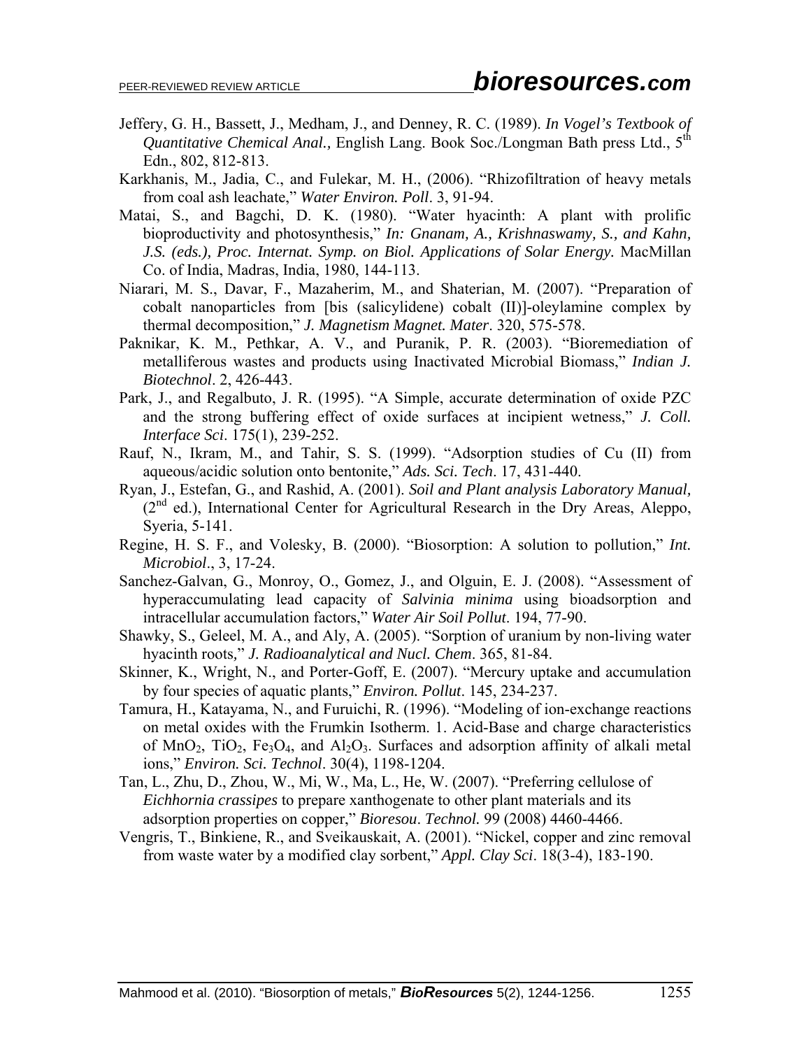Jeffery, G. H., Bassett, J., Medham, J., and Denney, R. C. (1989). *In Vogel's Textbook of Quantitative Chemical Anal.,* English Lang. Book Soc./Longman Bath press Ltd., $5^{th}$ Edn., 802, 812-813.

Karkhanis, M., Jadia, C., and Fulekar, M. H., (2006). "Rhizofiltration of heavy metals from coal ash leachate," *Water Environ. Poll*. 3, 91-94.

Matai, S., and Bagchi, D. K. (1980). "Water hyacinth: A plant with prolific bioproductivity and photosynthesis," *In: Gnanam, A., Krishnaswamy, S., and Kahn, J.S. (eds.), Proc. Internat. Symp. on Biol. Applications of Solar Energy.* MacMillan Co. of India, Madras, India, 1980, 144-113.

Niarari, M. S., Davar, F., Mazaherim, M., and Shaterian, M. (2007). "Preparation of cobalt nanoparticles from [bis (salicylidene) cobalt (II)]-oleylamine complex by thermal decomposition," *J. Magnetism Magnet. Mater*. 320, 575-578.

Paknikar, K. M., Pethkar, A. V., and Puranik, P. R. (2003). "Bioremediation of metalliferous wastes and products using Inactivated Microbial Biomass," *Indian J. Biotechnol*. 2, 426-443.

Park, J., and Regalbuto, J. R. (1995). "A Simple, accurate determination of oxide PZC and the strong buffering effect of oxide surfaces at incipient wetness," *J. Coll. Interface Sci*. 175(1), 239-252.

Rauf, N., Ikram, M., and Tahir, S. S. (1999). "Adsorption studies of Cu (II) from aqueous/acidic solution onto bentonite," *Ads. Sci. Tech*. 17, 431-440.

Ryan, J., Estefan, G., and Rashid, A. (2001). *Soil and Plant analysis Laboratory Manual,* ($2^{nd}$ ed.), International Center for Agricultural Research in the Dry Areas, Aleppo, Syeria, 5-141.

Regine, H. S. F., and Volesky, B. (2000). "Biosorption: A solution to pollution," *Int. Microbiol*., 3, 17-24.

Sanchez-Galvan, G., Monroy, O., Gomez, J., and Olguin, E. J. (2008). "Assessment of hyperaccumulating lead capacity of *Salvinia minima* using bioadsorption and intracellular accumulation factors," *Water Air Soil Pollut*. 194, 77-90.

Shawky, S., Geleel, M. A., and Aly, A. (2005). "Sorption of uranium by non-living water hyacinth roots," *J. Radioanalytical and Nucl. Chem*. 365, 81-84.

Skinner, K., Wright, N., and Porter-Goff, E. (2007). "Mercury uptake and accumulation by four species of aquatic plants," *Environ. Pollut*. 145, 234-237.

Tamura, H., Katayama, N., and Furuichi, R. (1996). "Modeling of ion-exchange reactions on metal oxides with the Frumkin Isotherm. 1. Acid-Base and charge characteristics of $MnO_2$, $TiO_2$, $Fe_3O_4$, and $Al_2O_3$. Surfaces and adsorption affinity of alkali metal ions," *Environ. Sci. Technol*. 30(4), 1198-1204.

Tan, L., Zhu, D., Zhou, W., Mi, W., Ma, L., He, W. (2007). "Preferring cellulose of *Eichhornia crassipes* to prepare xanthogenate to other plant materials and its adsorption properties on copper," *Bioresou. Technol.* 99 (2008) 4460-4466.

Vengris, T., Binkiene, R., and Sveikauskait, A. (2001). "Nickel, copper and zinc removal from waste water by a modified clay sorbent," *Appl. Clay Sci*. 18(3-4), 183-190.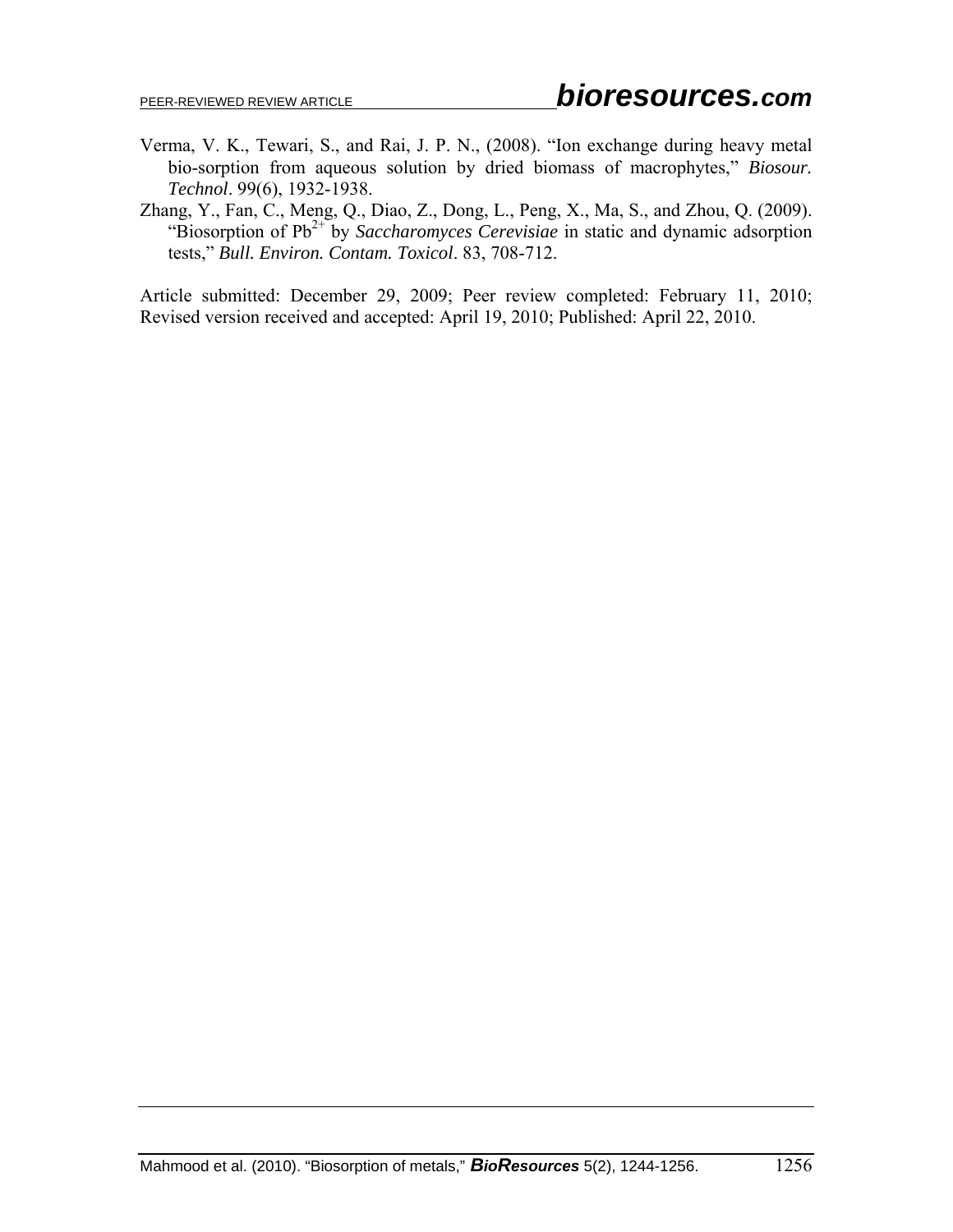Verma, V. K., Tewari, S., and Rai, J. P. N., (2008). "Ion exchange during heavy metal bio-sorption from aqueous solution by dried biomass of macrophytes," *Biosour. Technol*. 99(6), 1932-1938.

Zhang, Y., Fan, C., Meng, Q., Diao, Z., Dong, L., Peng, X., Ma, S., and Zhou, Q. (2009). "Biosorption of $Pb^{2+}$ by *Saccharomyces Cerevisiae* in static and dynamic adsorption tests," *Bull. Environ. Contam. Toxicol*. 83, 708-712.

Article submitted: December 29, 2009; Peer review completed: February 11, 2010; Revised version received and accepted: April 19, 2010; Published: April 22, 2010.